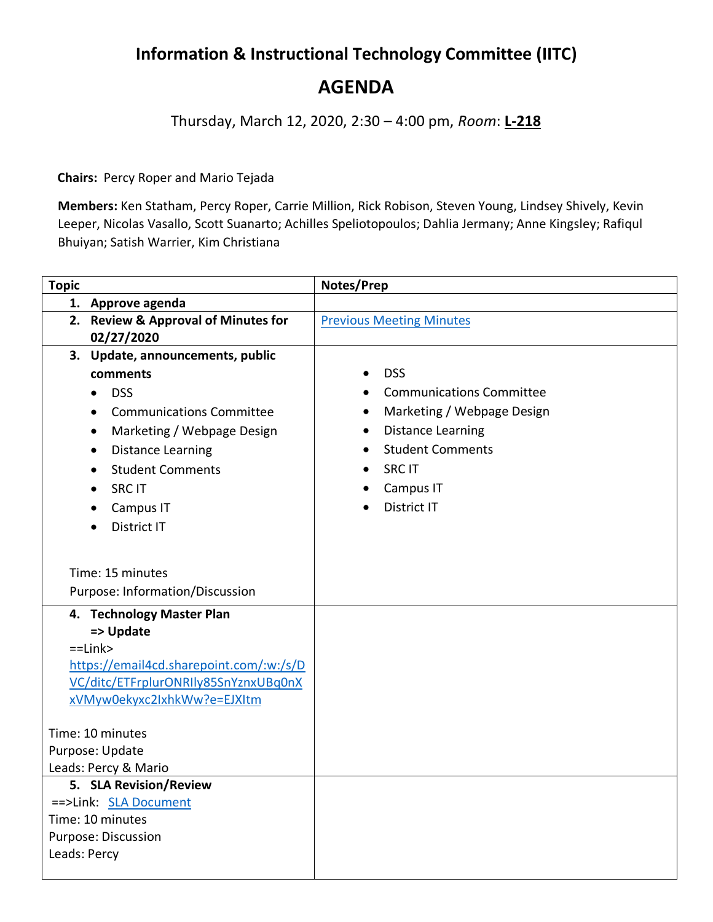# Information & Instructional Technology Committee (IITC)

# AGENDA

Thursday, March 12, 2020, 2:30 – 4:00 pm, *Room*: **L-218**

**Chairs:** Percy Roper and Mario Tejada

**Members:** Ken Statham, Percy Roper, Carrie Million, Rick Robison, Steven Young, Lindsey Shively, Kevin Leeper, Nicolas Vasallo, Scott Suanarto; Achilles Speliotopoulos; Dahlia Jermany; Anne Kingsley; Rafiqul Bhuiyan; Satish Warrier, Kim Christiana

| Topic | Notes/Prep |
|---|---|
| **1. Approve agenda** | |
| **2. Review & Approval of Minutes for 02/27/2020** | Previous Meeting Minutes |
| **3. Update, announcements, public comments**<br>• DSS<br>• Communications Committee<br>• Marketing / Webpage Design<br>• Distance Learning<br>• Student Comments<br>• SRC IT<br>• Campus IT<br>• District IT<br><br>Time: 15 minutes<br>Purpose: Information/Discussion | • DSS<br>• Communications Committee<br>• Marketing / Webpage Design<br>• Distance Learning<br>• Student Comments<br>• SRC IT<br>• Campus IT<br>• District IT |
| **4. Technology Master Plan**<br>**=> Update**<br>==Link> https://email4cd.sharepoint.com/:w:/s/DVC/ditc/ETFrplurONRIly85SnYznxUBq0nXxVMyw0ekyxc2IxhkWw?e=EJXItm<br><br>Time: 10 minutes<br>Purpose: Update<br>Leads: Percy & Mario | |
| **5. SLA Revision/Review**<br>==>Link: SLA Document<br>Time: 10 minutes<br>Purpose: Discussion<br>Leads: Percy | |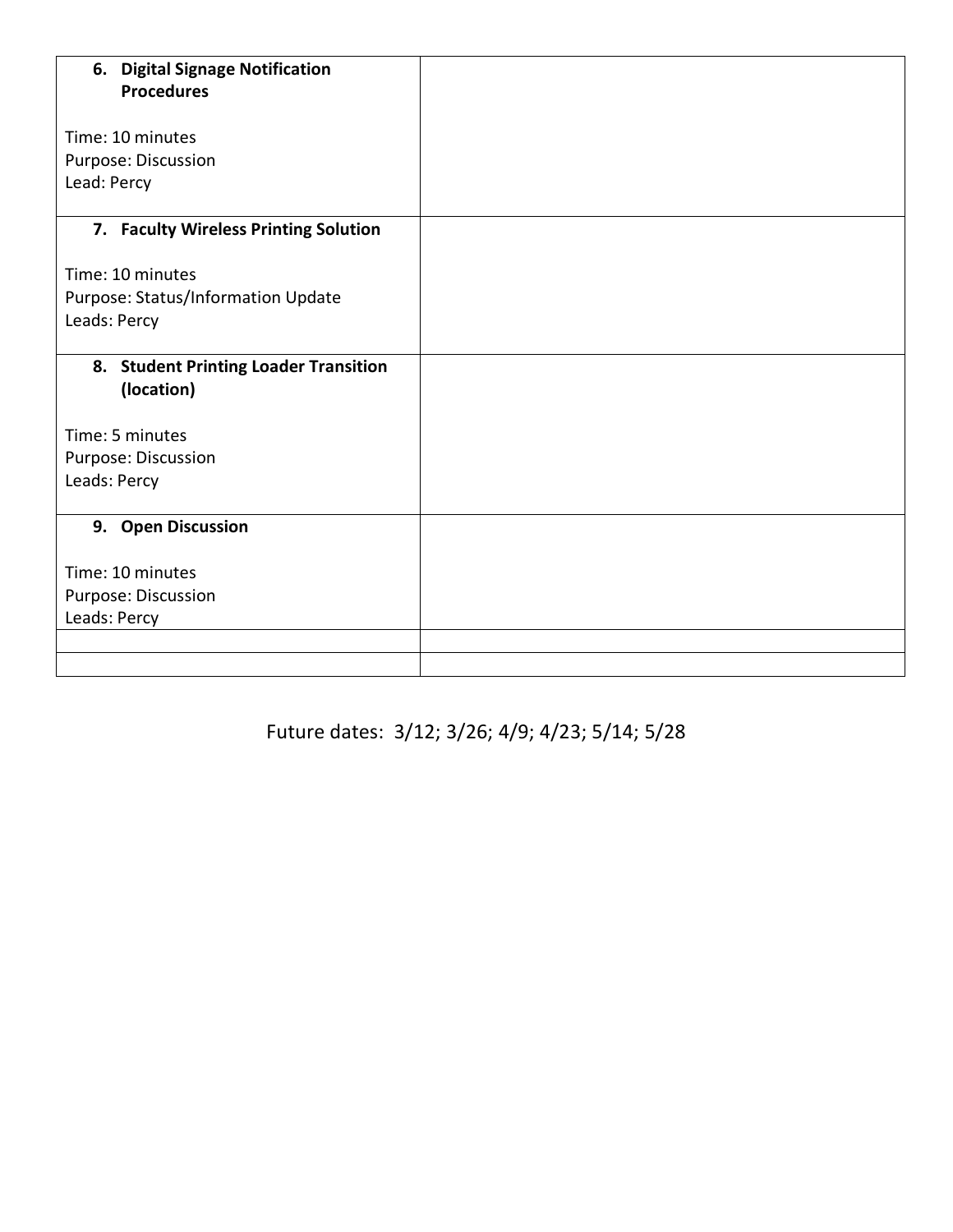| | |
|---|---|
| **6. Digital Signage Notification Procedures**<br><br>Time: 10 minutes<br>Purpose: Discussion<br>Lead: Percy | |
| **7. Faculty Wireless Printing Solution**<br><br>Time: 10 minutes<br>Purpose: Status/Information Update<br>Leads: Percy | |
| **8. Student Printing Loader Transition (location)**<br><br>Time: 5 minutes<br>Purpose: Discussion<br>Leads: Percy | |
| **9. Open Discussion**<br><br>Time: 10 minutes<br>Purpose: Discussion<br>Leads: Percy | |
| | |
| | |

Future dates: 3/12; 3/26; 4/9; 4/23; 5/14; 5/28